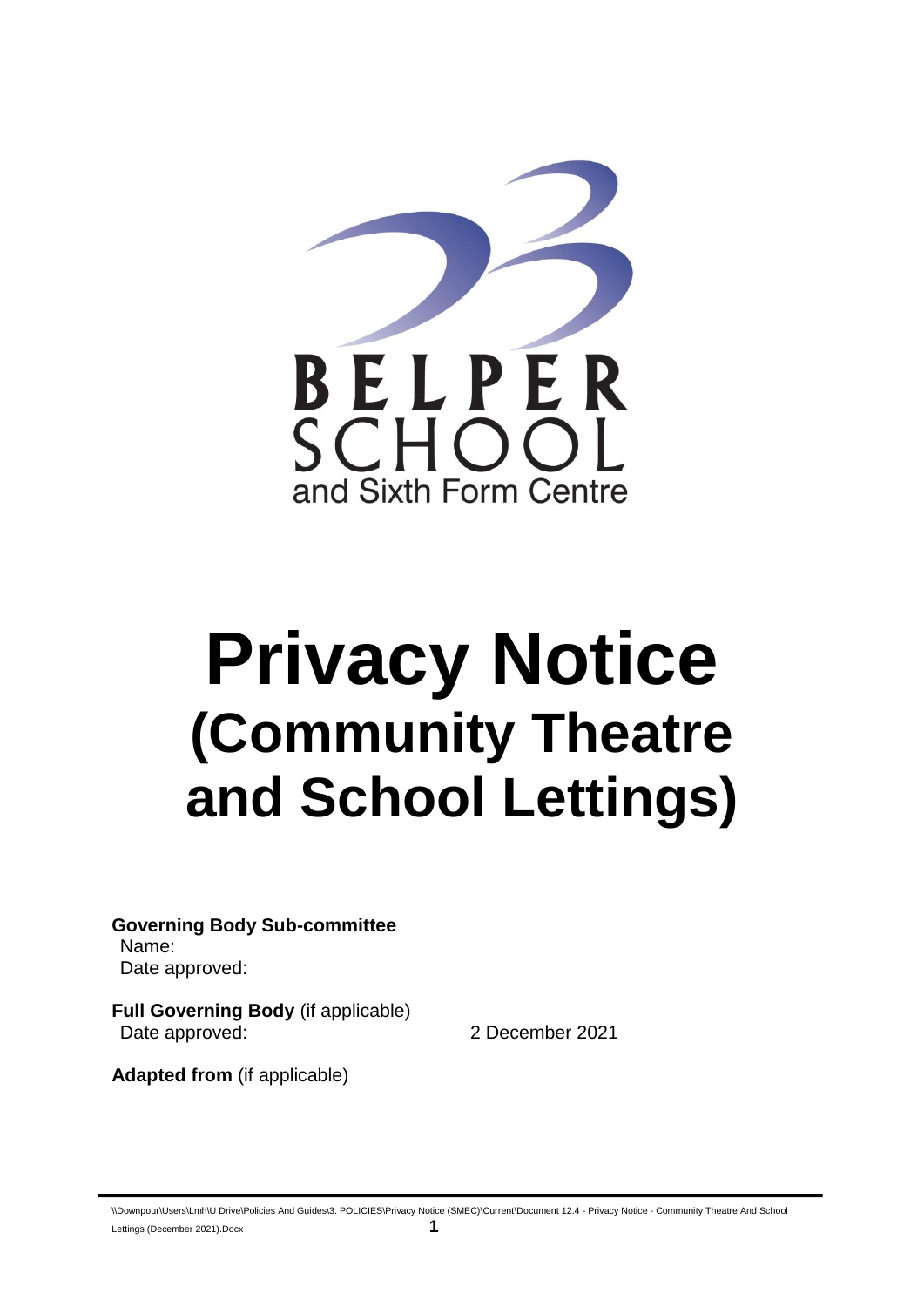BELPER SCHOOL and Sixth Form Centre

# Privacy Notice
## (Community Theatre and School Lettings)

**Governing Body Sub-committee**
Name:
Date approved:

**Full Governing Body** (if applicable)
Date approved: 2 December 2021

**Adapted from** (if applicable)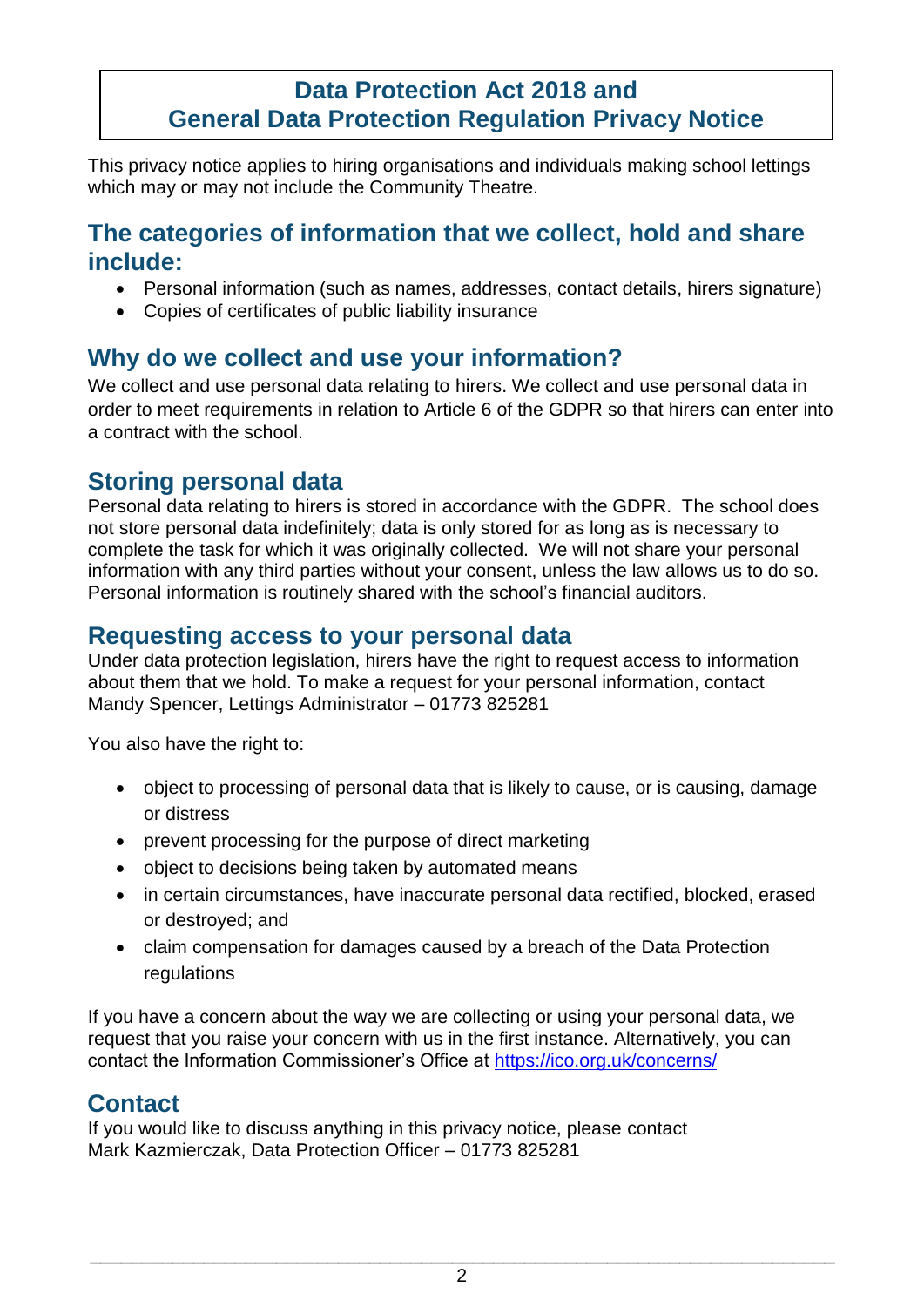# Data Protection Act 2018 and General Data Protection Regulation Privacy Notice

This privacy notice applies to hiring organisations and individuals making school lettings which may or may not include the Community Theatre.

## The categories of information that we collect, hold and share include:

- Personal information (such as names, addresses, contact details, hirers signature)
- Copies of certificates of public liability insurance

## Why do we collect and use your information?

We collect and use personal data relating to hirers. We collect and use personal data in order to meet requirements in relation to Article 6 of the GDPR so that hirers can enter into a contract with the school.

## Storing personal data

Personal data relating to hirers is stored in accordance with the GDPR. The school does not store personal data indefinitely; data is only stored for as long as is necessary to complete the task for which it was originally collected. We will not share your personal information with any third parties without your consent, unless the law allows us to do so. Personal information is routinely shared with the school's financial auditors.

## Requesting access to your personal data

Under data protection legislation, hirers have the right to request access to information about them that we hold. To make a request for your personal information, contact Mandy Spencer, Lettings Administrator – 01773 825281

You also have the right to:

- object to processing of personal data that is likely to cause, or is causing, damage or distress
- prevent processing for the purpose of direct marketing
- object to decisions being taken by automated means
- in certain circumstances, have inaccurate personal data rectified, blocked, erased or destroyed; and
- claim compensation for damages caused by a breach of the Data Protection regulations

If you have a concern about the way we are collecting or using your personal data, we request that you raise your concern with us in the first instance. Alternatively, you can contact the Information Commissioner's Office at [https://ico.org.uk/concerns/](https://ico.org.uk/concerns/)

## Contact

If you would like to discuss anything in this privacy notice, please contact
Mark Kazmierczak, Data Protection Officer – 01773 825281